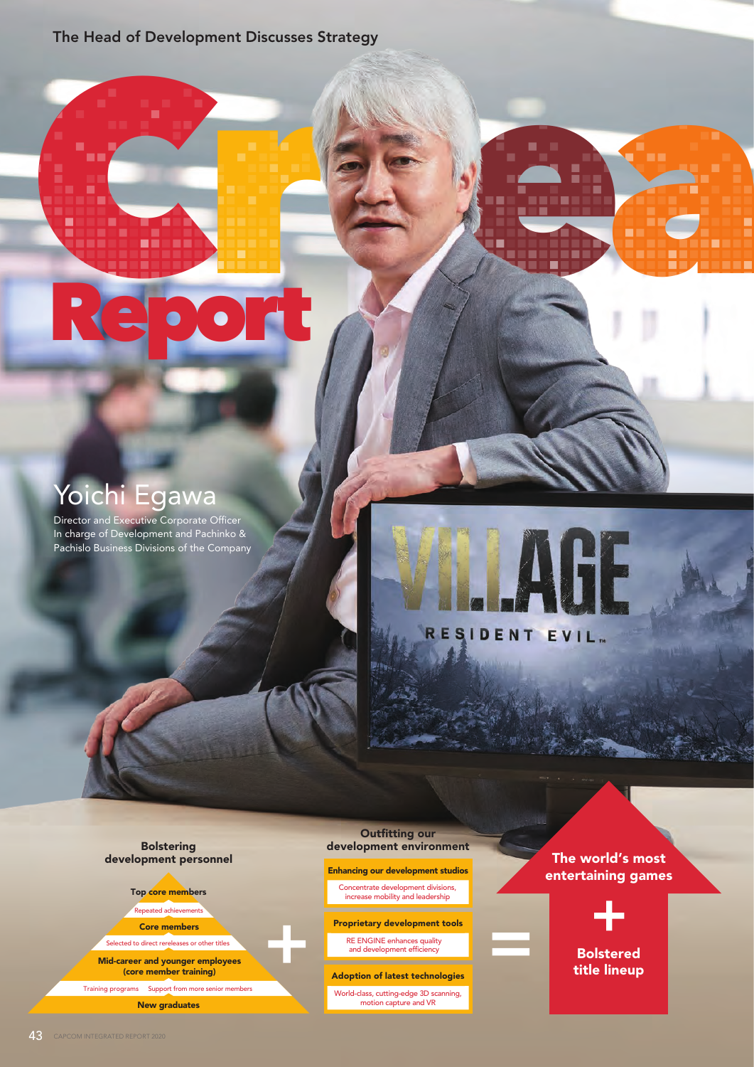The Head of Development Discusses Strategy

# Crea Report

## Yoichi Egawa

Director and Executive Corporate Officer
In charge of Development and Pachinko & Pachislo Business Divisions of the Company

### Bolstering development personnel

- **Top core members**
  - Repeated achievements
- **Core members**
  - Selected to direct rereleases or other titles
- **Mid-career and younger employees (core member training)**
  - Training programs
  - Support from more senior members
- **New graduates**

+

### Outfitting our development environment

**Enhancing our development studios**
Concentrate development divisions, increase mobility and leadership

**Proprietary development tools**
RE ENGINE enhances quality and development efficiency

**Adoption of latest technologies**
World-class, cutting-edge 3D scanning, motion capture and VR

=

**The world's most entertaining games**
+
**Bolstered title lineup**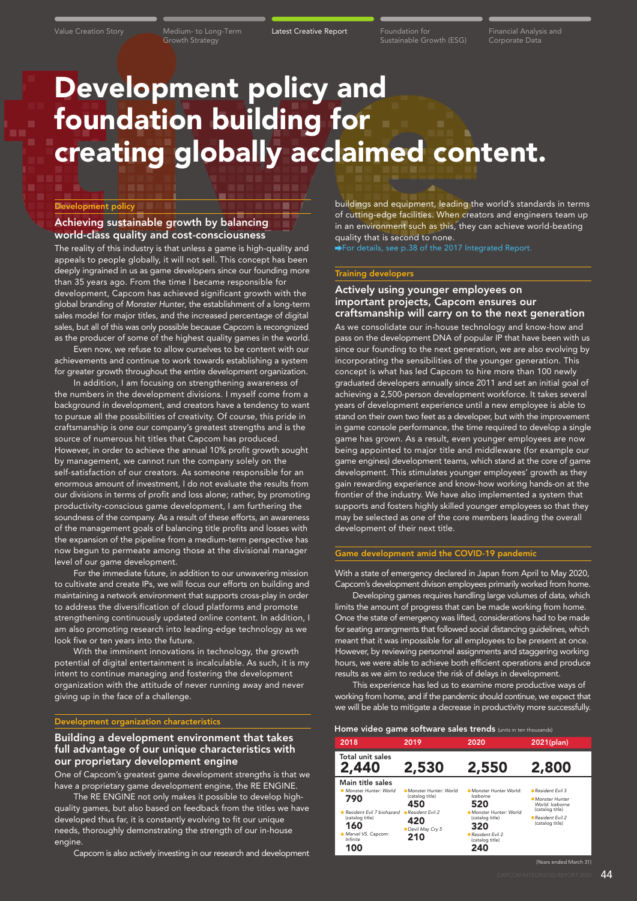# Development policy and foundation building for creating globally acclaimed content.

## Development policy

### Achieving sustainable growth by balancing world-class quality and cost-consciousness

The reality of this industry is that unless a game is high-quality and appeals to people globally, it will not sell. This concept has been deeply ingrained in us as game developers since our founding more than 35 years ago. From the time I became responsible for development, Capcom has achieved significant growth with the global branding of *Monster Hunter*, the establishment of a long-term sales model for major titles, and the increased percentage of digital sales, but all of this was only possible because Capcom is recongnized as the producer of some of the highest quality games in the world.

Even now, we refuse to allow ourselves to be content with our achievements and continue to work towards establishing a system for greater growth throughout the entire development organization.

In addition, I am focusing on strengthening awareness of the numbers in the development divisions. I myself come from a background in development, and creators have a tendency to want to pursue all the possibilities of creativity. Of course, this pride in craftsmanship is one our company's greatest strengths and is the source of numerous hit titles that Capcom has produced. However, in order to achieve the annual 10% profit growth sought by management, we cannot run the company solely on the self-satisfaction of our creators. As someone responsible for an enormous amount of investment, I do not evaluate the results from our divisions in terms of profit and loss alone; rather, by promoting productivity-conscious game development, I am furthering the soundness of the company. As a result of these efforts, an awareness of the management goals of balancing title profits and losses with the expansion of the pipeline from a medium-term perspective has now begun to permeate among those at the divisional manager level of our game development.

For the immediate future, in addition to our unwavering mission to cultivate and create IPs, we will focus our efforts on building and maintaining a network environment that supports cross-play in order to address the diversification of cloud platforms and promote strengthening continuously updated online content. In addition, I am also promoting research into leading-edge technology as we look five or ten years into the future.

With the imminent innovations in technology, the growth potential of digital entertainment is incalculable. As such, it is my intent to continue managing and fostering the development organization with the attitude of never running away and never giving up in the face of a challenge.

## Development organization characteristics

### Building a development environment that takes full advantage of our unique characteristics with our proprietary development engine

One of Capcom's greatest game development strengths is that we have a proprietary game development engine, the RE ENGINE.

The RE ENGINE not only makes it possible to develop high-quality games, but also based on feedback from the titles we have developed thus far, it is constantly evolving to fit our unique needs, thoroughly demonstrating the strength of our in-house engine.

Capcom is also actively investing in our research and development buildings and equipment, leading the world's standards in terms of cutting-edge facilities. When creators and engineers team up in an environment such as this, they can achieve world-beating quality that is second to none.

➡For details, see p.38 of the 2017 Integrated Report.

## Training developers

### Actively using younger employees on important projects, Capcom ensures our craftsmanship will carry on to the next generation

As we consolidate our in-house technology and know-how and pass on the development DNA of popular IP that have been with us since our founding to the next generation, we are also evolving by incorporating the sensibilities of the younger generation. This concept is what has led Capcom to hire more than 100 newly graduated developers annually since 2011 and set an initial goal of achieving a 2,500-person development workforce. It takes several years of development experience until a new employee is able to stand on their own two feet as a developer, but with the improvement in game console performance, the time required to develop a single game has grown. As a result, even younger employees are now being appointed to major title and middleware (for example our game engines) development teams, which stand at the core of game development. This stimulates younger employees' growth as they gain rewarding experience and know-how working hands-on at the frontier of the industry. We have also implemented a system that supports and fosters highly skilled younger employees so that they may be selected as one of the core members leading the overall development of their next title.

## Game development amid the COVID-19 pandemic

With a state of emergency declared in Japan from April to May 2020, Capcom's development divison employees primarily worked from home.

Developing games requires handling large volumes of data, which limits the amount of progress that can be made working from home. Once the state of emergency was lifted, considerations had to be made for seating arrangments that followed social distancing guidelines, which meant that it was impossible for all employees to be present at once. However, by reviewing personnel assignments and staggering working hours, we were able to achieve both efficient operations and produce results as we aim to reduce the risk of delays in development.

This experience has led us to examine more productive ways of working from home, and if the pandemic should continue, we expect that we will be able to mitigate a decrease in productivity more successfully.

**Home video game software sales trends** (units in ten thousands)

| | 2018 | 2019 | 2020 | 2021(plan) |
|---|---|---|---|---|
| Total unit sales | 2,440 | 2,530 | 2,550 | 2,800 |
| Main title sales | *Monster Hunter: World* 790<br>*Resident Evil 7 biohazard* (catalog title) 160<br>*Marvel VS. Capcom: Infinite* 100 | *Monster Hunter: World* (catalog title) 450<br>*Resident Evil 2* 420<br>*Devil May Cry 5* 210 | *Monster Hunter World: Iceborne* 520<br>*Monster Hunter: World* (catalog title) 320<br>*Resident Evil 2* (catalog title) 240 | *Resident Evil 3*<br>*Monster Hunter World: Iceborne* (catalog title)<br>*Resident Evil 2* (catalog title) |

(Years ended March 31)